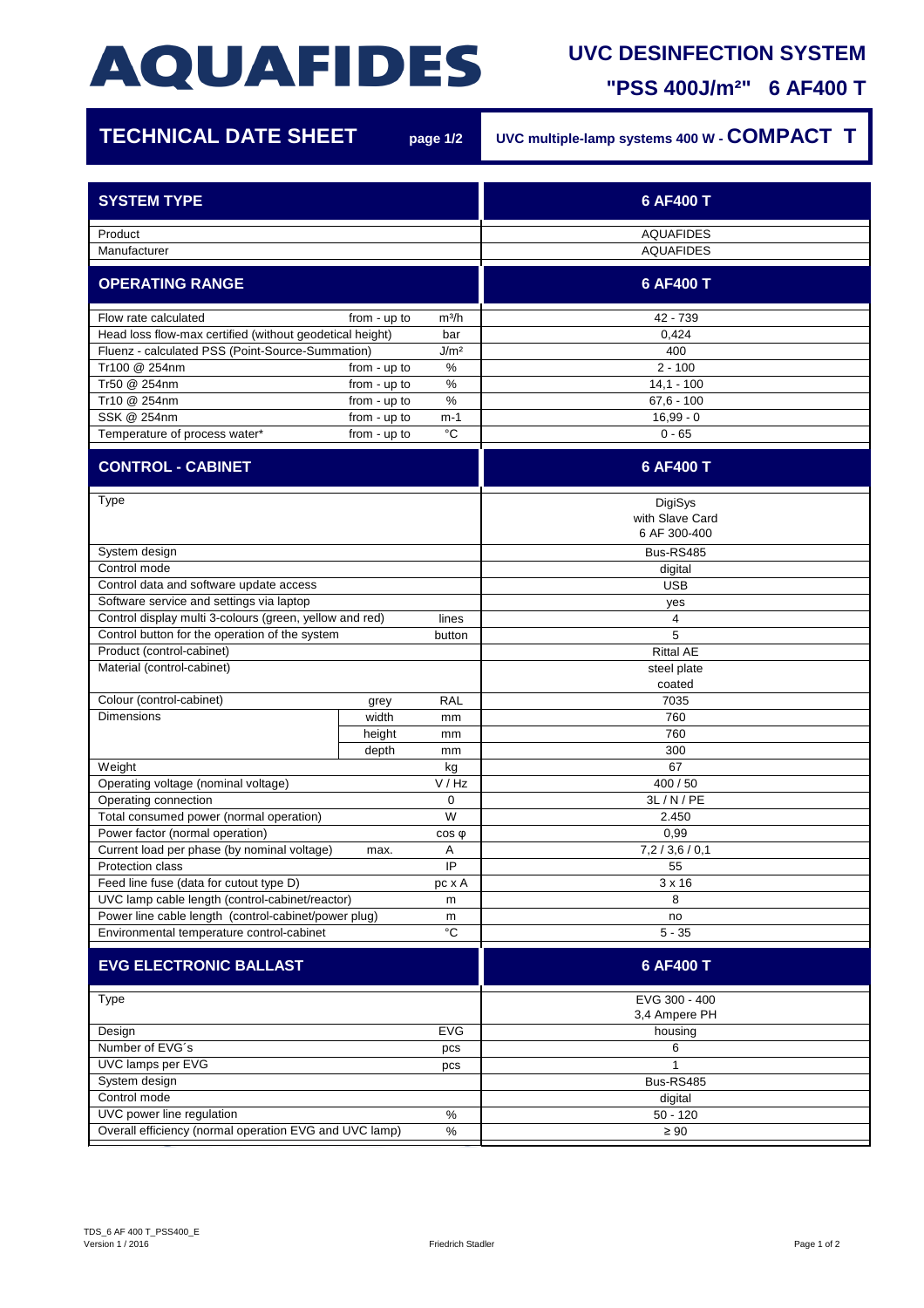# AQUAFIDES

## UVC DESINFECTION SYSTEM

## "PSS 400J/m²" 6 AF400 T

**TECHNICAL DATE SHEET** page 1/2

**UVC multiple-lamp systems 400 W - COMPACT T**

| SYSTEM TYPE | | | 6 AF400 T |
|---|---|---|---|
| Product | | | AQUAFIDES |
| Manufacturer | | | AQUAFIDES |
| **OPERATING RANGE** | | | **6 AF400 T** |
| Flow rate calculated | from - up to | m³/h | 42 - 739 |
| Head loss flow-max certified (without geodetical height) | | bar | 0,424 |
| Fluenz - calculated PSS (Point-Source-Summation) | | J/m² | 400 |
| Tr100 @ 254nm | from - up to | % | 2 - 100 |
| Tr50 @ 254nm | from - up to | % | 14,1 - 100 |
| Tr10 @ 254nm | from - up to | % | 67,6 - 100 |
| SSK @ 254nm | from - up to | m-1 | 16,99 - 0 |
| Temperature of process water* | from - up to | °C | 0 - 65 |
| **CONTROL - CABINET** | | | **6 AF400 T** |
| Type | | | DigiSys with Slave Card 6 AF 300-400 |
| System design | | | Bus-RS485 |
| Control mode | | | digital |
| Control data and software update access | | | USB |
| Software service and settings via laptop | | | yes |
| Control display multi 3-colours (green, yellow and red) | | lines | 4 |
| Control button for the operation of the system | | button | 5 |
| Product (control-cabinet) | | | Rittal AE |
| Material (control-cabinet) | | | steel plate coated |
| Colour (control-cabinet) | grey | RAL | 7035 |
| Dimensions | width | mm | 760 |
| | height | mm | 760 |
| | depth | mm | 300 |
| Weight | | kg | 67 |
| Operating voltage (nominal voltage) | | V / Hz | 400 / 50 |
| Operating connection | | 0 | 3L / N / PE |
| Total consumed power (normal operation) | | W | 2.450 |
| Power factor (normal operation) | | cos φ | 0,99 |
| Current load per phase (by nominal voltage) | max. | A | 7,2 / 3,6 / 0,1 |
| Protection class | | IP | 55 |
| Feed line fuse (data for cutout type D) | | pc x A | 3 x 16 |
| UVC lamp cable length (control-cabinet/reactor) | | m | 8 |
| Power line cable length (control-cabinet/power plug) | | m | no |
| Environmental temperature control-cabinet | | °C | 5 - 35 |
| **EVG ELECTRONIC BALLAST** | | | **6 AF400 T** |
| Type | | | EVG 300 - 400 3,4 Ampere PH |
| Design | | EVG | housing |
| Number of EVG´s | | pcs | 6 |
| UVC lamps per EVG | | pcs | 1 |
| System design | | | Bus-RS485 |
| Control mode | | | digital |
| UVC power line regulation | | % | 50 - 120 |
| Overall efficiency (normal operation EVG and UVC lamp) | | % | ≥ 90 |

TDS_6 AF 400 T_PSS400_E
Version 1 / 2016

Friedrich Stadler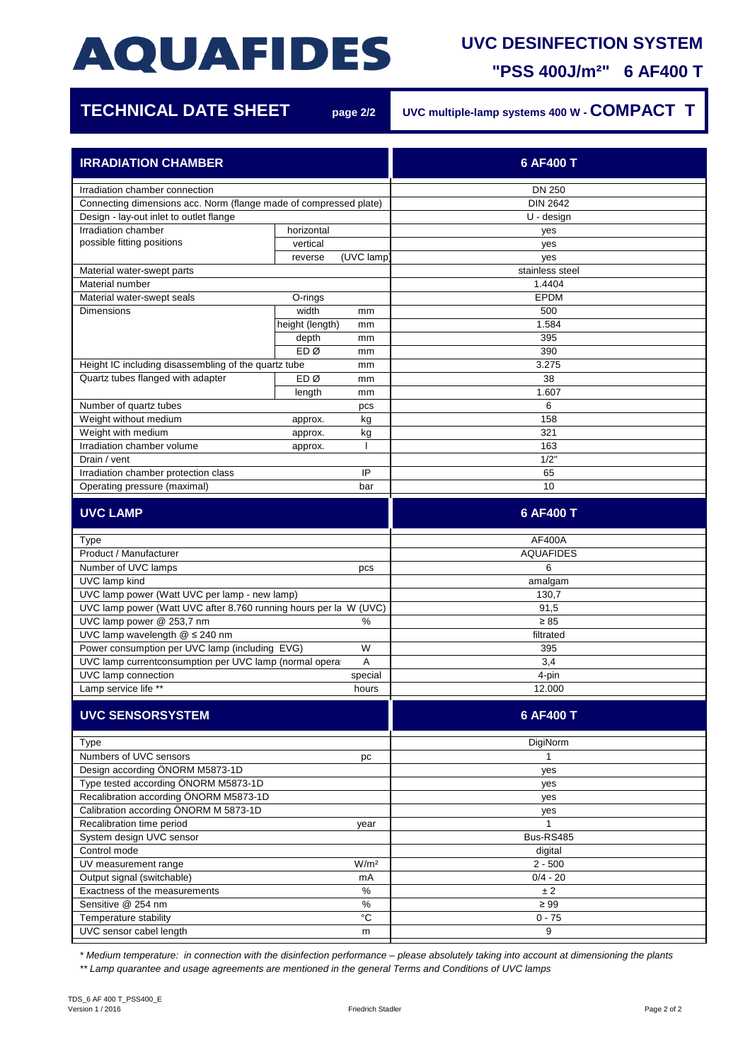# AQUAFIDES

## UVC DESINFECTION SYSTEM

## "PSS 400J/m²" 6 AF400 T

## TECHNICAL DATE SHEET

page 2/2

UVC multiple-lamp systems 400 W - **COMPACT T**

| IRRADIATION CHAMBER | | | 6 AF400 T |
|---|---|---|---|
| Irradiation chamber connection | | | DN 250 |
| Connecting dimensions acc. Norm (flange made of compressed plate) | | | DIN 2642 |
| Design - lay-out inlet to outlet flange | | | U - design |
| Irradiation chamber possible fitting positions | horizontal | | yes |
| | vertical | | yes |
| | reverse | (UVC lamp) | yes |
| Material water-swept parts | | | stainless steel |
| Material number | | | 1.4404 |
| Material water-swept seals | O-rings | | EPDM |
| Dimensions | width | mm | 500 |
| | height (length) | mm | 1.584 |
| | depth | mm | 395 |
| | ED Ø | mm | 390 |
| Height IC including disassembling of the quartz tube | | mm | 3.275 |
| Quartz tubes flanged with adapter | ED Ø | mm | 38 |
| | length | mm | 1.607 |
| Number of quartz tubes | | pcs | 6 |
| Weight without medium | approx. | kg | 158 |
| Weight with medium | approx. | kg | 321 |
| Irradiation chamber volume | approx. | l | 163 |
| Drain / vent | | | 1/2" |
| Irradiation chamber protection class | | IP | 65 |
| Operating pressure (maximal) | | bar | 10 |

| UVC LAMP | | 6 AF400 T |
|---|---|---|
| Type | | AF400A |
| Product / Manufacturer | | AQUAFIDES |
| Number of UVC lamps | pcs | 6 |
| UVC lamp kind | | amalgam |
| UVC lamp power (Watt UVC per lamp - new lamp) | | 130,7 |
| UVC lamp power (Watt UVC after 8.760 running hours per la W (UVC) | | 91,5 |
| UVC lamp power @ 253,7 nm | % | ≥ 85 |
| UVC lamp wavelength @ ≤ 240 nm | | filtrated |
| Power consumption per UVC lamp (including EVG) | W | 395 |
| UVC lamp currentconsumption per UVC lamp (normal opera | A | 3,4 |
| UVC lamp connection | special | 4-pin |
| Lamp service life ** | hours | 12.000 |

| UVC SENSORSYSTEM | | 6 AF400 T |
|---|---|---|
| Type | | DigiNorm |
| Numbers of UVC sensors | pc | 1 |
| Design according ÖNORM M5873-1D | | yes |
| Type tested according ÖNORM M5873-1D | | yes |
| Recalibration according ÖNORM M5873-1D | | yes |
| Calibration according ÖNORM M 5873-1D | | yes |
| Recalibration time period | year | 1 |
| System design UVC sensor | | Bus-RS485 |
| Control mode | | digital |
| UV measurement range | W/m² | 2 - 500 |
| Output signal (switchable) | mA | 0/4 - 20 |
| Exactness of the measurements | % | ± 2 |
| Sensitive @ 254 nm | % | ≥ 99 |
| Temperature stability | °C | 0 - 75 |
| UVC sensor cabel length | m | 9 |

*\* Medium temperature: in connection with the disinfection performance – please absolutely taking into account at dimensioning the plants*

*\*\* Lamp quarantee and usage agreements are mentioned in the general Terms and Conditions of UVC lamps*

TDS_6 AF 400 T_PSS400_E
Version 1 / 2016

Friedrich Stadler